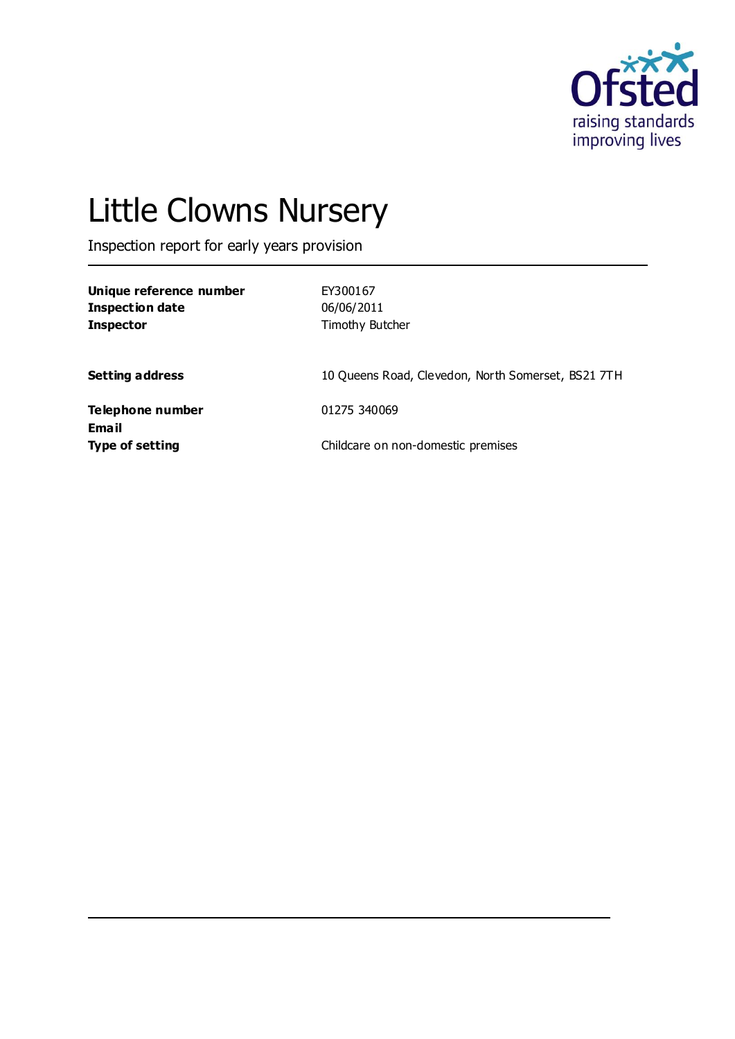Ofsted
raising standards
improving lives

# Little Clowns Nursery

Inspection report for early years provision

| | |
|---|---|
| **Unique reference number** | EY300167 |
| **Inspection date** | 06/06/2011 |
| **Inspector** | Timothy Butcher |
| | |
| **Setting address** | 10 Queens Road, Clevedon, North Somerset, BS21 7TH |
| | |
| **Telephone number** | 01275 340069 |
| **Email** | |
| **Type of setting** | Childcare on non-domestic premises |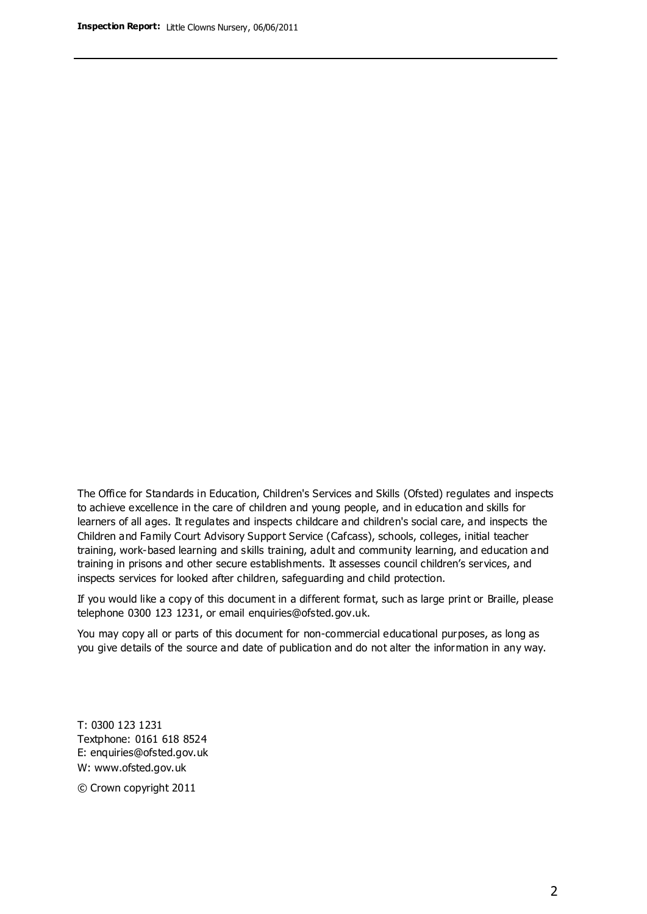The Office for Standards in Education, Children's Services and Skills (Ofsted) regulates and inspects to achieve excellence in the care of children and young people, and in education and skills for learners of all ages. It regulates and inspects childcare and children's social care, and inspects the Children and Family Court Advisory Support Service (Cafcass), schools, colleges, initial teacher training, work-based learning and skills training, adult and community learning, and education and training in prisons and other secure establishments. It assesses council children's services, and inspects services for looked after children, safeguarding and child protection.

If you would like a copy of this document in a different format, such as large print or Braille, please telephone 0300 123 1231, or email enquiries@ofsted.gov.uk.

You may copy all or parts of this document for non-commercial educational purposes, as long as you give details of the source and date of publication and do not alter the information in any way.

T: 0300 123 1231
Textphone: 0161 618 8524
E: enquiries@ofsted.gov.uk
W: www.ofsted.gov.uk

© Crown copyright 2011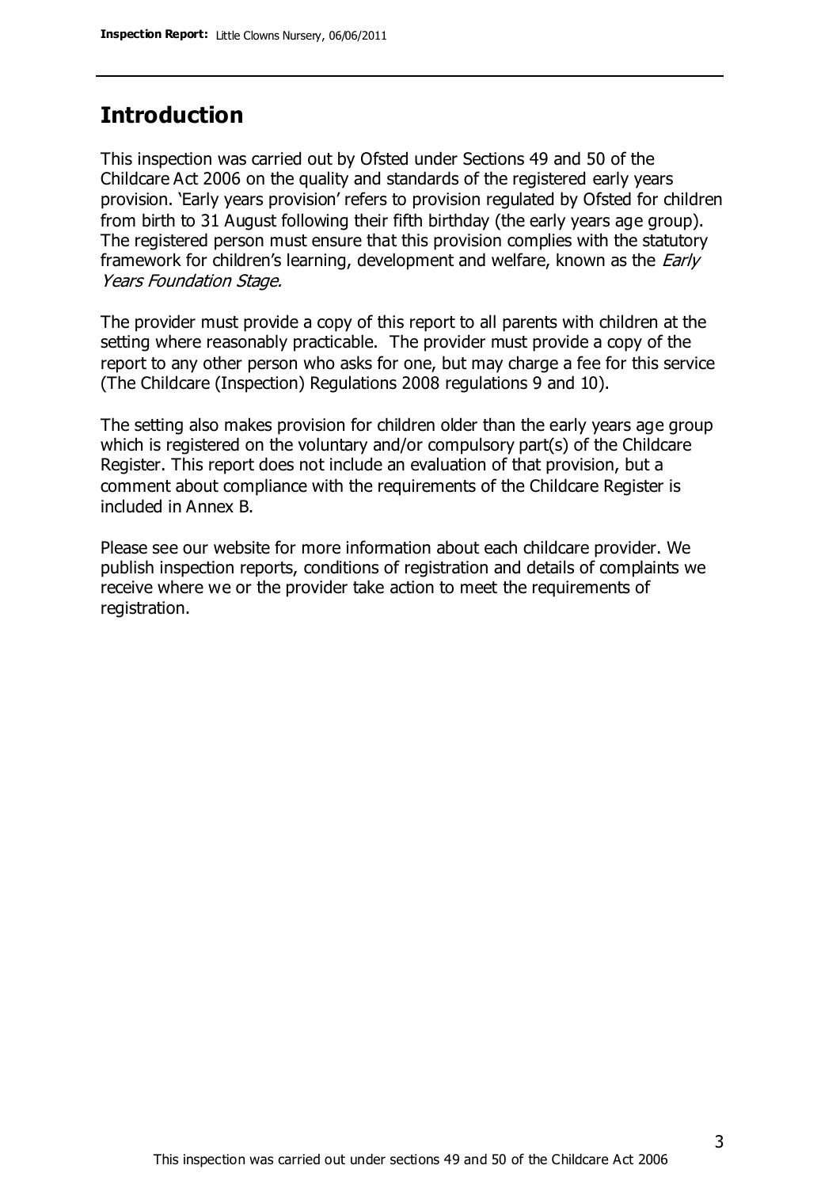## Introduction

This inspection was carried out by Ofsted under Sections 49 and 50 of the Childcare Act 2006 on the quality and standards of the registered early years provision. 'Early years provision' refers to provision regulated by Ofsted for children from birth to 31 August following their fifth birthday (the early years age group). The registered person must ensure that this provision complies with the statutory framework for children's learning, development and welfare, known as the *Early Years Foundation Stage.*

The provider must provide a copy of this report to all parents with children at the setting where reasonably practicable. The provider must provide a copy of the report to any other person who asks for one, but may charge a fee for this service (The Childcare (Inspection) Regulations 2008 regulations 9 and 10).

The setting also makes provision for children older than the early years age group which is registered on the voluntary and/or compulsory part(s) of the Childcare Register. This report does not include an evaluation of that provision, but a comment about compliance with the requirements of the Childcare Register is included in Annex B.

Please see our website for more information about each childcare provider. We publish inspection reports, conditions of registration and details of complaints we receive where we or the provider take action to meet the requirements of registration.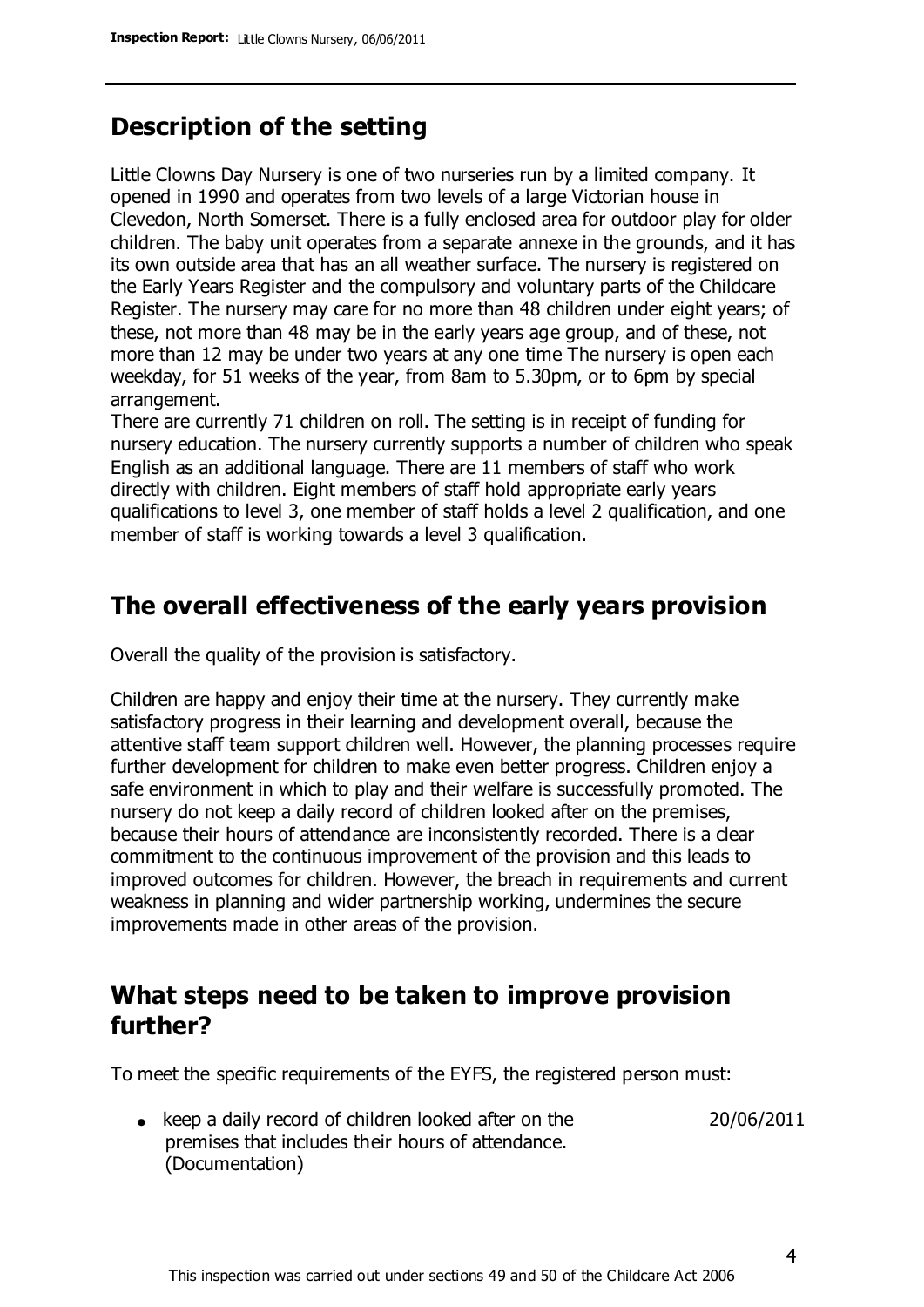## Description of the setting

Little Clowns Day Nursery is one of two nurseries run by a limited company. It opened in 1990 and operates from two levels of a large Victorian house in Clevedon, North Somerset. There is a fully enclosed area for outdoor play for older children. The baby unit operates from a separate annexe in the grounds, and it has its own outside area that has an all weather surface. The nursery is registered on the Early Years Register and the compulsory and voluntary parts of the Childcare Register. The nursery may care for no more than 48 children under eight years; of these, not more than 48 may be in the early years age group, and of these, not more than 12 may be under two years at any one time The nursery is open each weekday, for 51 weeks of the year, from 8am to 5.30pm, or to 6pm by special arrangement.

There are currently 71 children on roll. The setting is in receipt of funding for nursery education. The nursery currently supports a number of children who speak English as an additional language. There are 11 members of staff who work directly with children. Eight members of staff hold appropriate early years qualifications to level 3, one member of staff holds a level 2 qualification, and one member of staff is working towards a level 3 qualification.

## The overall effectiveness of the early years provision

Overall the quality of the provision is satisfactory.

Children are happy and enjoy their time at the nursery. They currently make satisfactory progress in their learning and development overall, because the attentive staff team support children well. However, the planning processes require further development for children to make even better progress. Children enjoy a safe environment in which to play and their welfare is successfully promoted. The nursery do not keep a daily record of children looked after on the premises, because their hours of attendance are inconsistently recorded. There is a clear commitment to the continuous improvement of the provision and this leads to improved outcomes for children. However, the breach in requirements and current weakness in planning and wider partnership working, undermines the secure improvements made in other areas of the provision.

## What steps need to be taken to improve provision further?

To meet the specific requirements of the EYFS, the registered person must:

- keep a daily record of children looked after on the premises that includes their hours of attendance. (Documentation) — 20/06/2011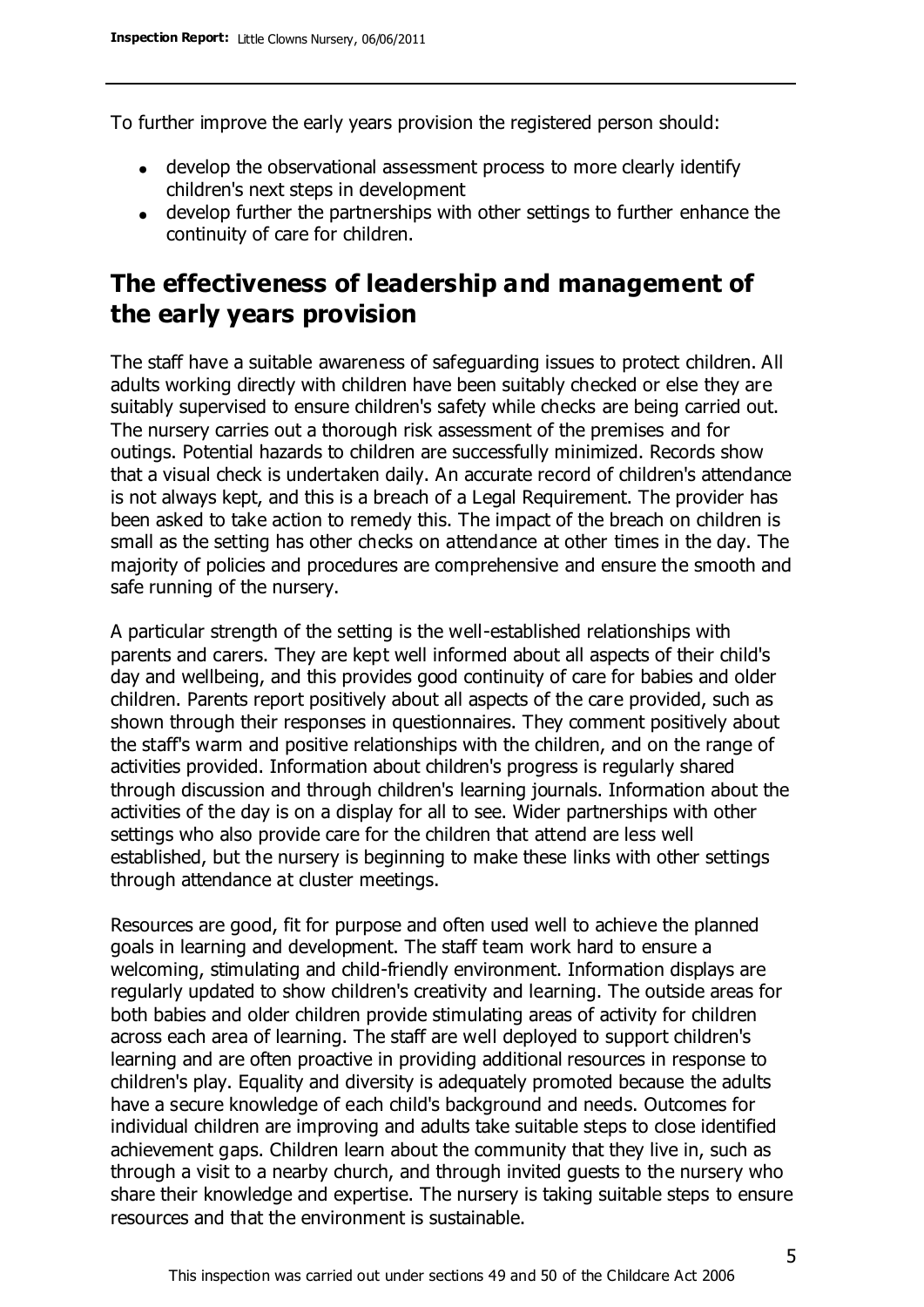To further improve the early years provision the registered person should:

- develop the observational assessment process to more clearly identify children's next steps in development
- develop further the partnerships with other settings to further enhance the continuity of care for children.

## The effectiveness of leadership and management of the early years provision

The staff have a suitable awareness of safeguarding issues to protect children. All adults working directly with children have been suitably checked or else they are suitably supervised to ensure children's safety while checks are being carried out. The nursery carries out a thorough risk assessment of the premises and for outings. Potential hazards to children are successfully minimized. Records show that a visual check is undertaken daily. An accurate record of children's attendance is not always kept, and this is a breach of a Legal Requirement. The provider has been asked to take action to remedy this. The impact of the breach on children is small as the setting has other checks on attendance at other times in the day. The majority of policies and procedures are comprehensive and ensure the smooth and safe running of the nursery.

A particular strength of the setting is the well-established relationships with parents and carers. They are kept well informed about all aspects of their child's day and wellbeing, and this provides good continuity of care for babies and older children. Parents report positively about all aspects of the care provided, such as shown through their responses in questionnaires. They comment positively about the staff's warm and positive relationships with the children, and on the range of activities provided. Information about children's progress is regularly shared through discussion and through children's learning journals. Information about the activities of the day is on a display for all to see. Wider partnerships with other settings who also provide care for the children that attend are less well established, but the nursery is beginning to make these links with other settings through attendance at cluster meetings.

Resources are good, fit for purpose and often used well to achieve the planned goals in learning and development. The staff team work hard to ensure a welcoming, stimulating and child-friendly environment. Information displays are regularly updated to show children's creativity and learning. The outside areas for both babies and older children provide stimulating areas of activity for children across each area of learning. The staff are well deployed to support children's learning and are often proactive in providing additional resources in response to children's play. Equality and diversity is adequately promoted because the adults have a secure knowledge of each child's background and needs. Outcomes for individual children are improving and adults take suitable steps to close identified achievement gaps. Children learn about the community that they live in, such as through a visit to a nearby church, and through invited guests to the nursery who share their knowledge and expertise. The nursery is taking suitable steps to ensure resources and that the environment is sustainable.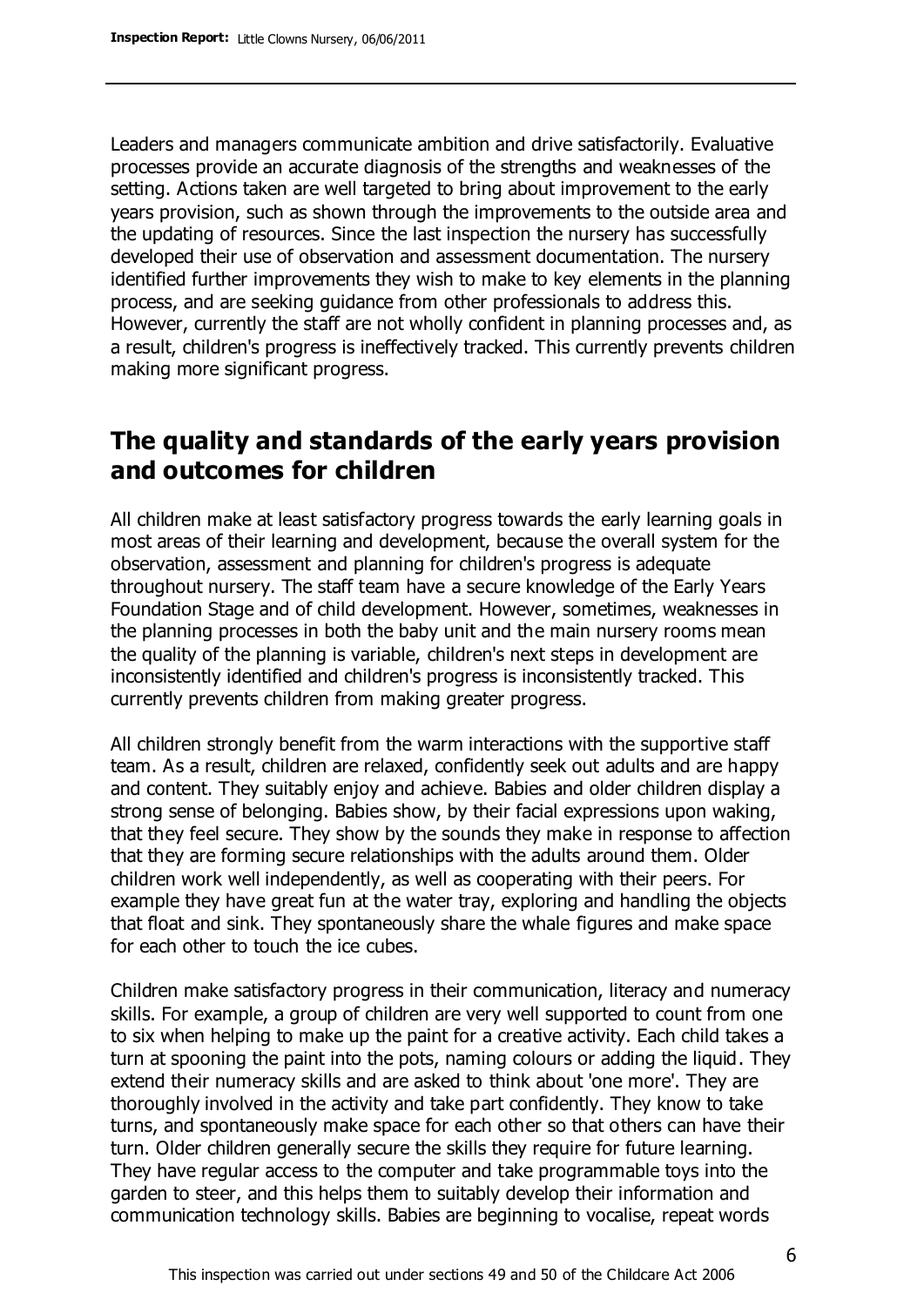Leaders and managers communicate ambition and drive satisfactorily. Evaluative processes provide an accurate diagnosis of the strengths and weaknesses of the setting. Actions taken are well targeted to bring about improvement to the early years provision, such as shown through the improvements to the outside area and the updating of resources. Since the last inspection the nursery has successfully developed their use of observation and assessment documentation. The nursery identified further improvements they wish to make to key elements in the planning process, and are seeking guidance from other professionals to address this. However, currently the staff are not wholly confident in planning processes and, as a result, children's progress is ineffectively tracked. This currently prevents children making more significant progress.

## The quality and standards of the early years provision and outcomes for children

All children make at least satisfactory progress towards the early learning goals in most areas of their learning and development, because the overall system for the observation, assessment and planning for children's progress is adequate throughout nursery. The staff team have a secure knowledge of the Early Years Foundation Stage and of child development. However, sometimes, weaknesses in the planning processes in both the baby unit and the main nursery rooms mean the quality of the planning is variable, children's next steps in development are inconsistently identified and children's progress is inconsistently tracked. This currently prevents children from making greater progress.

All children strongly benefit from the warm interactions with the supportive staff team. As a result, children are relaxed, confidently seek out adults and are happy and content. They suitably enjoy and achieve. Babies and older children display a strong sense of belonging. Babies show, by their facial expressions upon waking, that they feel secure. They show by the sounds they make in response to affection that they are forming secure relationships with the adults around them. Older children work well independently, as well as cooperating with their peers. For example they have great fun at the water tray, exploring and handling the objects that float and sink. They spontaneously share the whale figures and make space for each other to touch the ice cubes.

Children make satisfactory progress in their communication, literacy and numeracy skills. For example, a group of children are very well supported to count from one to six when helping to make up the paint for a creative activity. Each child takes a turn at spooning the paint into the pots, naming colours or adding the liquid. They extend their numeracy skills and are asked to think about 'one more'. They are thoroughly involved in the activity and take part confidently. They know to take turns, and spontaneously make space for each other so that others can have their turn. Older children generally secure the skills they require for future learning. They have regular access to the computer and take programmable toys into the garden to steer, and this helps them to suitably develop their information and communication technology skills. Babies are beginning to vocalise, repeat words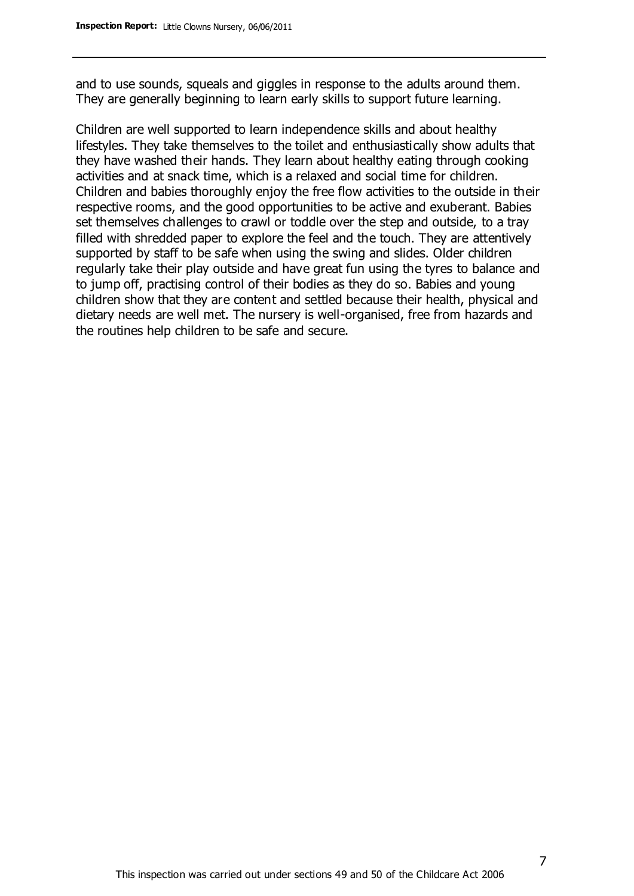and to use sounds, squeals and giggles in response to the adults around them. They are generally beginning to learn early skills to support future learning.

Children are well supported to learn independence skills and about healthy lifestyles. They take themselves to the toilet and enthusiastically show adults that they have washed their hands. They learn about healthy eating through cooking activities and at snack time, which is a relaxed and social time for children. Children and babies thoroughly enjoy the free flow activities to the outside in their respective rooms, and the good opportunities to be active and exuberant. Babies set themselves challenges to crawl or toddle over the step and outside, to a tray filled with shredded paper to explore the feel and the touch. They are attentively supported by staff to be safe when using the swing and slides. Older children regularly take their play outside and have great fun using the tyres to balance and to jump off, practising control of their bodies as they do so. Babies and young children show that they are content and settled because their health, physical and dietary needs are well met. The nursery is well-organised, free from hazards and the routines help children to be safe and secure.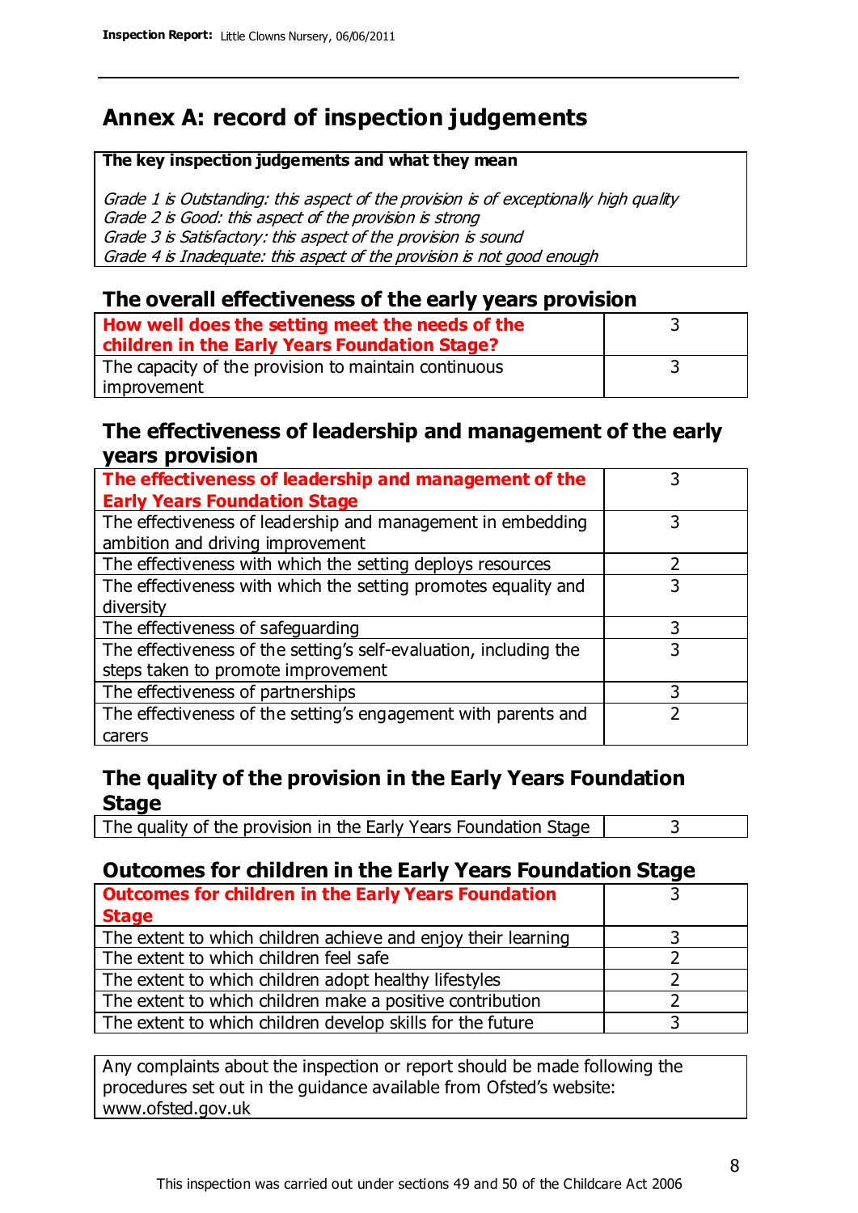# Annex A: record of inspection judgements

| The key inspection judgements and what they mean |
|---|
| *Grade 1 is Outstanding: this aspect of the provision is of exceptionally high quality*<br>*Grade 2 is Good: this aspect of the provision is strong*<br>*Grade 3 is Satisfactory: this aspect of the provision is sound*<br>*Grade 4 is Inadequate: this aspect of the provision is not good enough* |

## The overall effectiveness of the early years provision

| | |
|---|---|
| **How well does the setting meet the needs of the children in the Early Years Foundation Stage?** | 3 |
| The capacity of the provision to maintain continuous improvement | 3 |

## The effectiveness of leadership and management of the early years provision

| | |
|---|---|
| **The effectiveness of leadership and management of the Early Years Foundation Stage** | 3 |
| The effectiveness of leadership and management in embedding ambition and driving improvement | 3 |
| The effectiveness with which the setting deploys resources | 2 |
| The effectiveness with which the setting promotes equality and diversity | 3 |
| The effectiveness of safeguarding | 3 |
| The effectiveness of the setting's self-evaluation, including the steps taken to promote improvement | 3 |
| The effectiveness of partnerships | 3 |
| The effectiveness of the setting's engagement with parents and carers | 2 |

## The quality of the provision in the Early Years Foundation Stage

| | |
|---|---|
| The quality of the provision in the Early Years Foundation Stage | 3 |

## Outcomes for children in the Early Years Foundation Stage

| | |
|---|---|
| **Outcomes for children in the Early Years Foundation Stage** | 3 |
| The extent to which children achieve and enjoy their learning | 3 |
| The extent to which children feel safe | 2 |
| The extent to which children adopt healthy lifestyles | 2 |
| The extent to which children make a positive contribution | 2 |
| The extent to which children develop skills for the future | 3 |

Any complaints about the inspection or report should be made following the procedures set out in the guidance available from Ofsted's website: www.ofsted.gov.uk

This inspection was carried out under sections 49 and 50 of the Childcare Act 2006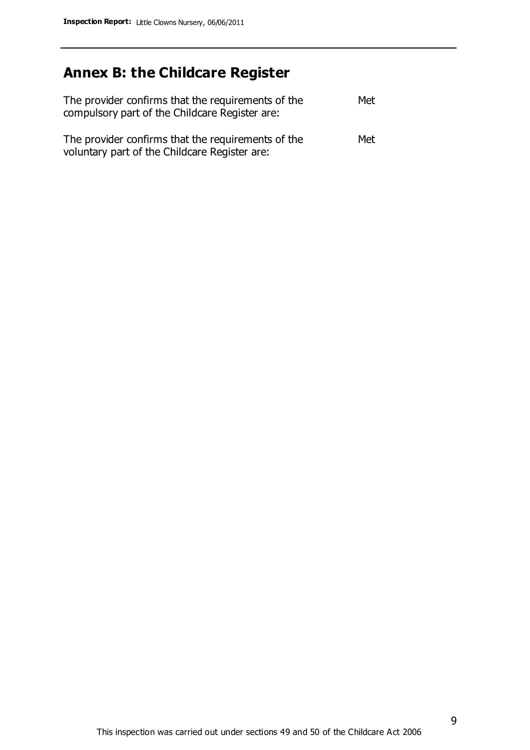## Annex B: the Childcare Register

| | |
|---|---|
| The provider confirms that the requirements of the compulsory part of the Childcare Register are: | Met |
| The provider confirms that the requirements of the voluntary part of the Childcare Register are: | Met |

This inspection was carried out under sections 49 and 50 of the Childcare Act 2006